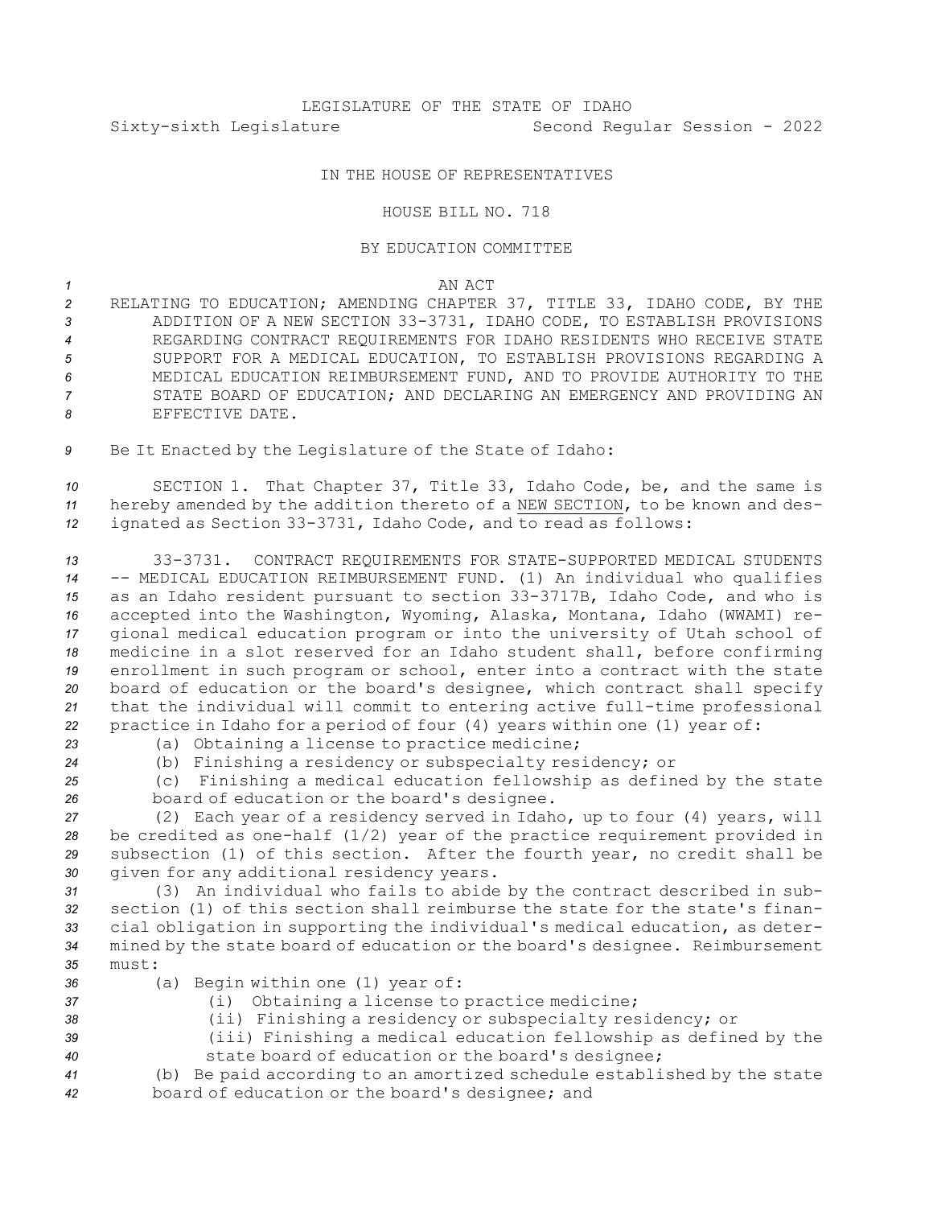LEGISLATURE OF THE STATE OF IDAHO
Sixty-sixth Legislature Second Regular Session - 2022

IN THE HOUSE OF REPRESENTATIVES

HOUSE BILL NO. 718

BY EDUCATION COMMITTEE

AN ACT

RELATING TO EDUCATION; AMENDING CHAPTER 37, TITLE 33, IDAHO CODE, BY THE ADDITION OF A NEW SECTION 33-3731, IDAHO CODE, TO ESTABLISH PROVISIONS REGARDING CONTRACT REQUIREMENTS FOR IDAHO RESIDENTS WHO RECEIVE STATE SUPPORT FOR A MEDICAL EDUCATION, TO ESTABLISH PROVISIONS REGARDING A MEDICAL EDUCATION REIMBURSEMENT FUND, AND TO PROVIDE AUTHORITY TO THE STATE BOARD OF EDUCATION; AND DECLARING AN EMERGENCY AND PROVIDING AN EFFECTIVE DATE.

Be It Enacted by the Legislature of the State of Idaho:

SECTION 1. That Chapter 37, Title 33, Idaho Code, be, and the same is hereby amended by the addition thereto of a NEW SECTION, to be known and designated as Section 33-3731, Idaho Code, and to read as follows:

33-3731. CONTRACT REQUIREMENTS FOR STATE-SUPPORTED MEDICAL STUDENTS -- MEDICAL EDUCATION REIMBURSEMENT FUND. (1) An individual who qualifies as an Idaho resident pursuant to section 33-3717B, Idaho Code, and who is accepted into the Washington, Wyoming, Alaska, Montana, Idaho (WWAMI) regional medical education program or into the university of Utah school of medicine in a slot reserved for an Idaho student shall, before confirming enrollment in such program or school, enter into a contract with the state board of education or the board's designee, which contract shall specify that the individual will commit to entering active full-time professional practice in Idaho for a period of four (4) years within one (1) year of:

(a) Obtaining a license to practice medicine;

(b) Finishing a residency or subspecialty residency; or

(c) Finishing a medical education fellowship as defined by the state board of education or the board's designee.

(2) Each year of a residency served in Idaho, up to four (4) years, will be credited as one-half (1/2) year of the practice requirement provided in subsection (1) of this section. After the fourth year, no credit shall be given for any additional residency years.

(3) An individual who fails to abide by the contract described in subsection (1) of this section shall reimburse the state for the state's financial obligation in supporting the individual's medical education, as determined by the state board of education or the board's designee. Reimbursement must:

(a) Begin within one (1) year of:

(i) Obtaining a license to practice medicine;

(ii) Finishing a residency or subspecialty residency; or

(iii) Finishing a medical education fellowship as defined by the state board of education or the board's designee;

(b) Be paid according to an amortized schedule established by the state board of education or the board's designee; and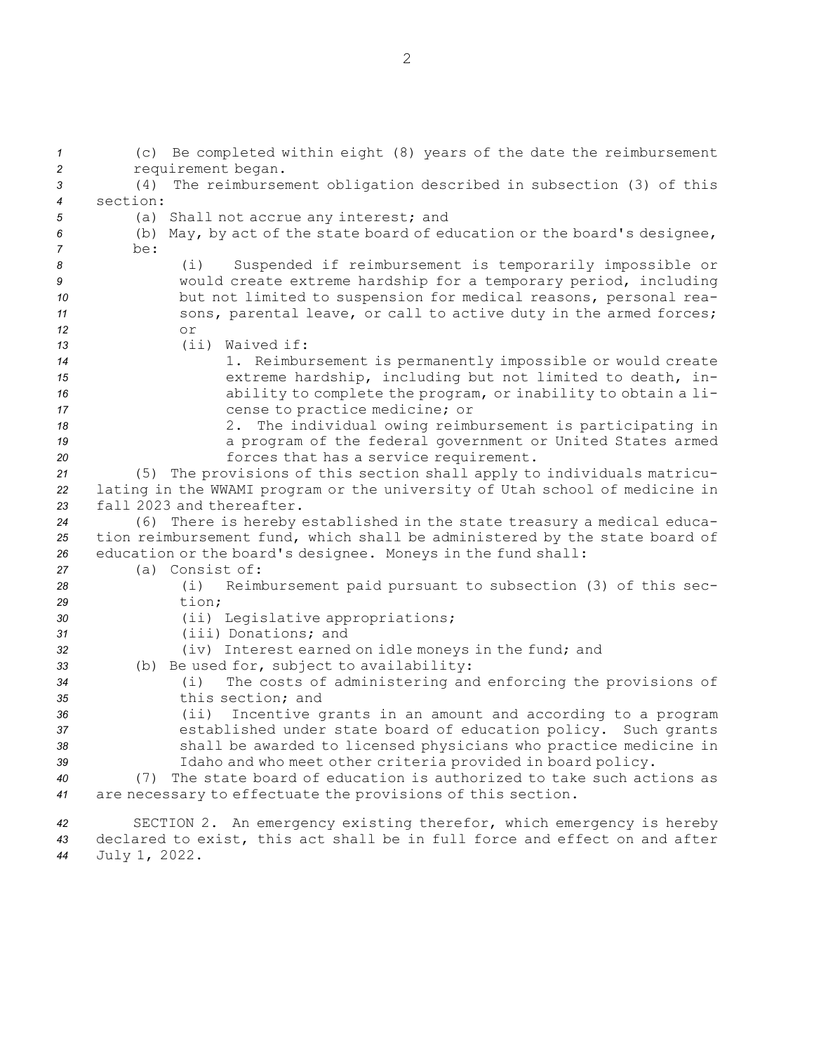(c) Be completed within eight (8) years of the date the reimbursement requirement began.

(4) The reimbursement obligation described in subsection (3) of this section:

(a) Shall not accrue any interest; and

(b) May, by act of the state board of education or the board's designee, be:

(i) Suspended if reimbursement is temporarily impossible or would create extreme hardship for a temporary period, including but not limited to suspension for medical reasons, personal reasons, parental leave, or call to active duty in the armed forces; or

(ii) Waived if:

1. Reimbursement is permanently impossible or would create extreme hardship, including but not limited to death, inability to complete the program, or inability to obtain a license to practice medicine; or

2. The individual owing reimbursement is participating in a program of the federal government or United States armed forces that has a service requirement.

(5) The provisions of this section shall apply to individuals matriculating in the WWAMI program or the university of Utah school of medicine in fall 2023 and thereafter.

(6) There is hereby established in the state treasury a medical education reimbursement fund, which shall be administered by the state board of education or the board's designee. Moneys in the fund shall:

(a) Consist of:

(i) Reimbursement paid pursuant to subsection (3) of this section;

(ii) Legislative appropriations;

(iii) Donations; and

(iv) Interest earned on idle moneys in the fund; and

(b) Be used for, subject to availability:

(i) The costs of administering and enforcing the provisions of this section; and

(ii) Incentive grants in an amount and according to a program established under state board of education policy. Such grants shall be awarded to licensed physicians who practice medicine in Idaho and who meet other criteria provided in board policy.

(7) The state board of education is authorized to take such actions as are necessary to effectuate the provisions of this section.

SECTION 2. An emergency existing therefor, which emergency is hereby declared to exist, this act shall be in full force and effect on and after July 1, 2022.